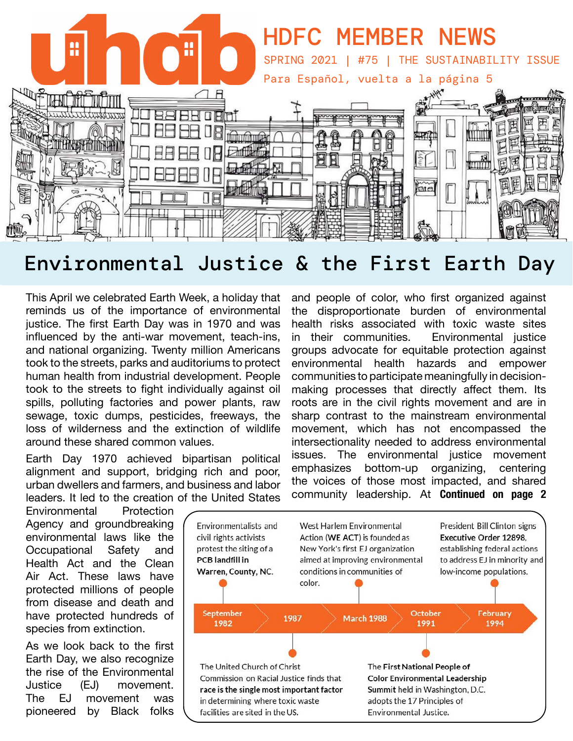# HDFC MEMBER NEWS

SPRING 2021 | #75 | THE SUSTAINABILITY ISSUE

Para Español, vuelta a la página 5

## Environmental Justice & the First Earth Day

This April we celebrated Earth Week, a holiday that reminds us of the importance of environmental justice. The first Earth Day was in 1970 and was influenced by the anti-war movement, teach-ins, and national organizing. Twenty million Americans took to the streets, parks and auditoriums to protect human health from industrial development. People took to the streets to fight individually against oil spills, polluting factories and power plants, raw sewage, toxic dumps, pesticides, freeways, the loss of wilderness and the extinction of wildlife around these shared common values.

Earth Day 1970 achieved bipartisan political alignment and support, bridging rich and poor, urban dwellers and farmers, and business and labor leaders. It led to the creation of the United States Environmental Protection Agency and groundbreaking environmental laws like the Occupational Safety and Health Act and the Clean Air Act. These laws have protected millions of people from disease and death and have protected hundreds of species from extinction.

As we look back to the first Earth Day, we also recognize the rise of the Environmental Justice (EJ) movement. The EJ movement was pioneered by Black folks and people of color, who first organized against the disproportionate burden of environmental health risks associated with toxic waste sites in their communities. Environmental justice groups advocate for equitable protection against environmental health hazards and empower communities to participate meaningfully in decision-making processes that directly affect them. Its roots are in the civil rights movement and are in sharp contrast to the mainstream environmental movement, which has not encompassed the intersectionality needed to address environmental issues. The environmental justice movement emphasizes bottom-up organizing, centering the voices of those most impacted, and shared community leadership. At **Continued on page 2**

- **September 1982**: Environmentalists and civil rights activists protest the siting of a **PCB landfill in Warren, County, NC.**
- **1987**: The United Church of Christ Commission on Racial Justice finds that **race is the single most important factor** in determining where toxic waste facilities are sited in the US.
- **March 1988**: West Harlem Environmental Action (**WE ACT**) is founded as New York's first EJ organization aimed at improving environmental conditions in communities of color.
- **October 1991**: The **First National People of Color Environmental Leadership Summit** held in Washington, D.C. adopts the 17 Principles of Environmental Justice.
- **February 1994**: President Bill Clinton signs **Executive Order 12898**, establishing federal actions to address EJ in minority and low-income populations.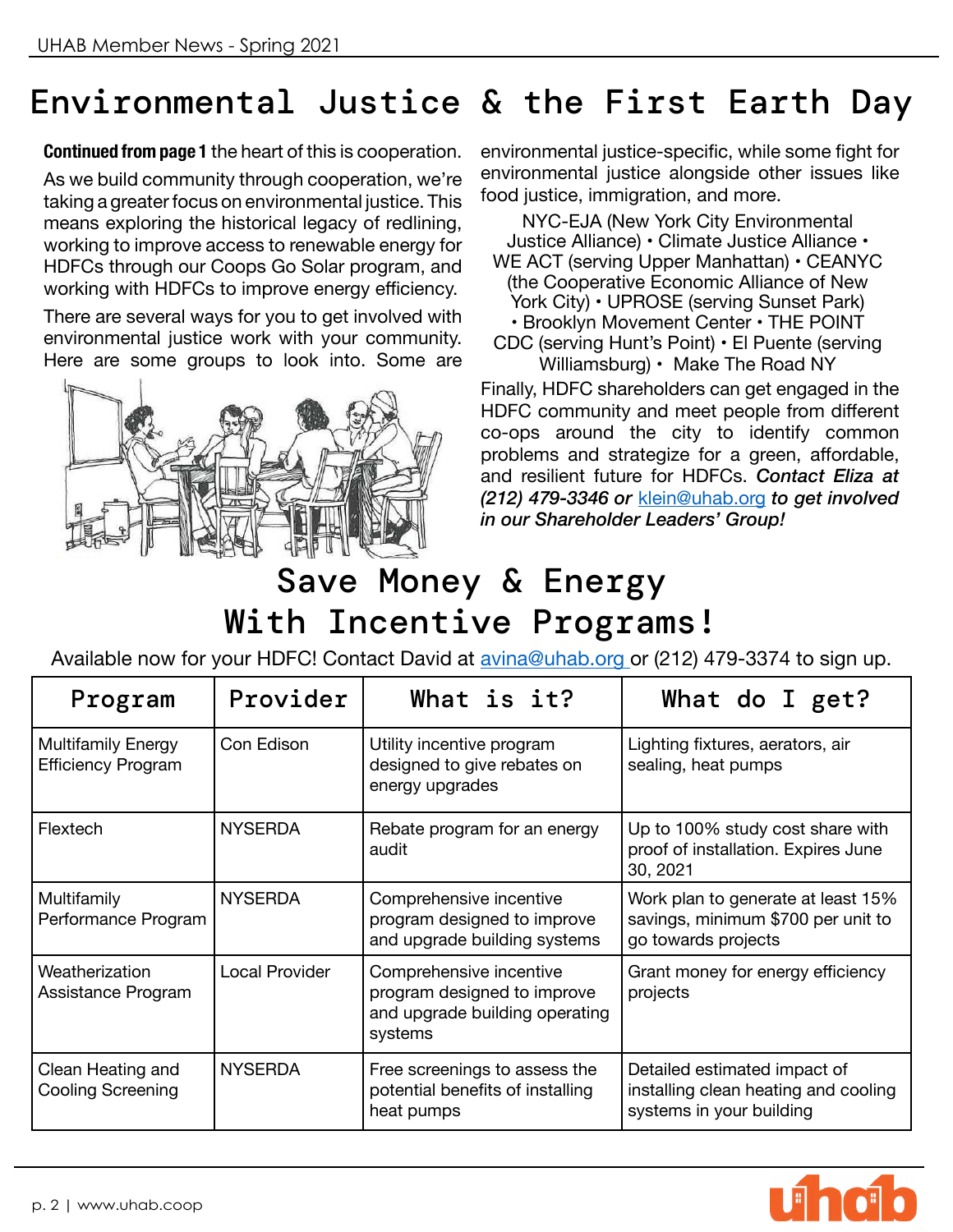# Environmental Justice & the First Earth Day

**Continued from page 1** the heart of this is cooperation.

As we build community through cooperation, we're taking a greater focus on environmental justice. This means exploring the historical legacy of redlining, working to improve access to renewable energy for HDFCs through our Coops Go Solar program, and working with HDFCs to improve energy efficiency.

There are several ways for you to get involved with environmental justice work with your community. Here are some groups to look into. Some are environmental justice-specific, while some fight for environmental justice alongside other issues like food justice, immigration, and more.

NYC-EJA (New York City Environmental Justice Alliance) • Climate Justice Alliance • WE ACT (serving Upper Manhattan) • CEANYC (the Cooperative Economic Alliance of New York City) • UPROSE (serving Sunset Park) • Brooklyn Movement Center • THE POINT CDC (serving Hunt's Point) • El Puente (serving Williamsburg) • Make The Road NY

Finally, HDFC shareholders can get engaged in the HDFC community and meet people from different co-ops around the city to identify common problems and strategize for a green, affordable, and resilient future for HDFCs. ***Contact Eliza at (212) 479-3346 or klein@uhab.org to get involved in our Shareholder Leaders' Group!***

# Save Money & Energy With Incentive Programs!

Available now for your HDFC! Contact David at avina@uhab.org or (212) 479-3374 to sign up.

| Program | Provider | What is it? | What do I get? |
|---|---|---|---|
| Multifamily Energy Efficiency Program | Con Edison | Utility incentive program designed to give rebates on energy upgrades | Lighting fixtures, aerators, air sealing, heat pumps |
| Flextech | NYSERDA | Rebate program for an energy audit | Up to 100% study cost share with proof of installation. Expires June 30, 2021 |
| Multifamily Performance Program | NYSERDA | Comprehensive incentive program designed to improve and upgrade building systems | Work plan to generate at least 15% savings, minimum $700 per unit to go towards projects |
| Weatherization Assistance Program | Local Provider | Comprehensive incentive program designed to improve and upgrade building operating systems | Grant money for energy efficiency projects |
| Clean Heating and Cooling Screening | NYSERDA | Free screenings to assess the potential benefits of installing heat pumps | Detailed estimated impact of installing clean heating and cooling systems in your building |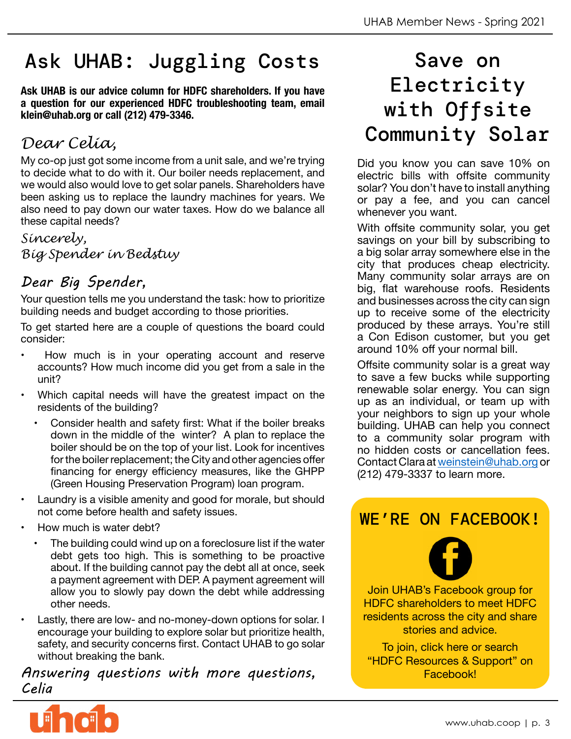# Ask UHAB: Juggling Costs

**Ask UHAB is our advice column for HDFC shareholders. If you have a question for our experienced HDFC troubleshooting team, email klein@uhab.org or call (212) 479-3346.**

## *Dear Celia,*

My co-op just got some income from a unit sale, and we're trying to decide what to do with it. Our boiler needs replacement, and we would also would love to get solar panels. Shareholders have been asking us to replace the laundry machines for years. We also need to pay down our water taxes. How do we balance all these capital needs?

*Sincerely,*
*Big Spender in Bedstuy*

## *Dear Big Spender,*

Your question tells me you understand the task: how to prioritize building needs and budget according to those priorities.

To get started here are a couple of questions the board could consider:

- How much is in your operating account and reserve accounts? How much income did you get from a sale in the unit?
- Which capital needs will have the greatest impact on the residents of the building?
  - Consider health and safety first: What if the boiler breaks down in the middle of the winter? A plan to replace the boiler should be on the top of your list. Look for incentives for the boiler replacement; the City and other agencies offer financing for energy efficiency measures, like the GHPP (Green Housing Preservation Program) loan program.
- Laundry is a visible amenity and good for morale, but should not come before health and safety issues.
- How much is water debt?
  - The building could wind up on a foreclosure list if the water debt gets too high. This is something to be proactive about. If the building cannot pay the debt all at once, seek a payment agreement with DEP. A payment agreement will allow you to slowly pay down the debt while addressing other needs.
- Lastly, there are low- and no-money-down options for solar. I encourage your building to explore solar but prioritize health, safety, and security concerns first. Contact UHAB to go solar without breaking the bank.

*Answering questions with more questions,*
*Celia*

# Save on Electricity with Offsite Community Solar

Did you know you can save 10% on electric bills with offsite community solar? You don't have to install anything or pay a fee, and you can cancel whenever you want.

With offsite community solar, you get savings on your bill by subscribing to a big solar array somewhere else in the city that produces cheap electricity. Many community solar arrays are on big, flat warehouse roofs. Residents and businesses across the city can sign up to receive some of the electricity produced by these arrays. You're still a Con Edison customer, but you get around 10% off your normal bill.

Offsite community solar is a great way to save a few bucks while supporting renewable solar energy. You can sign up as an individual, or team up with your neighbors to sign up your whole building. UHAB can help you connect to a community solar program with no hidden costs or cancellation fees. Contact Clara at weinstein@uhab.org or (212) 479-3337 to learn more.

## WE'RE ON FACEBOOK!

Join UHAB's Facebook group for HDFC shareholders to meet HDFC residents across the city and share stories and advice.

To join, click here or search "HDFC Resources & Support" on Facebook!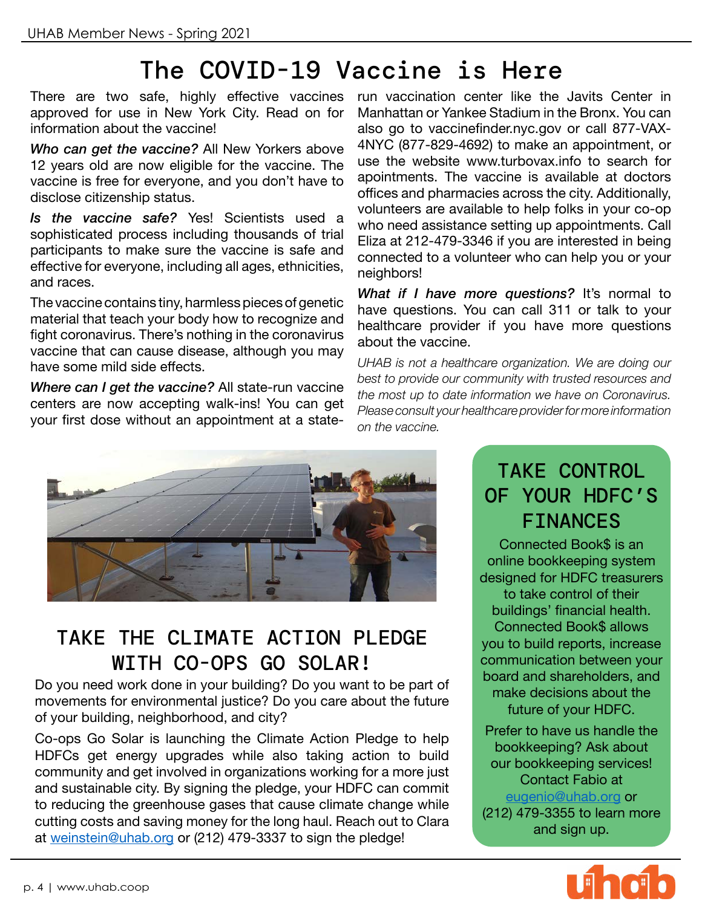# The COVID-19 Vaccine is Here

There are two safe, highly effective vaccines approved for use in New York City. Read on for information about the vaccine!

***Who can get the vaccine?*** All New Yorkers above 12 years old are now eligible for the vaccine. The vaccine is free for everyone, and you don't have to disclose citizenship status.

***Is the vaccine safe?*** Yes! Scientists used a sophisticated process including thousands of trial participants to make sure the vaccine is safe and effective for everyone, including all ages, ethnicities, and races.

The vaccine contains tiny, harmless pieces of genetic material that teach your body how to recognize and fight coronavirus. There's nothing in the coronavirus vaccine that can cause disease, although you may have some mild side effects.

***Where can I get the vaccine?*** All state-run vaccine centers are now accepting walk-ins! You can get your first dose without an appointment at a state-run vaccination center like the Javits Center in Manhattan or Yankee Stadium in the Bronx. You can also go to vaccinefinder.nyc.gov or call 877-VAX-4NYC (877-829-4692) to make an appointment, or use the website www.turbovax.info to search for apointments. The vaccine is available at doctors offices and pharmacies across the city. Additionally, volunteers are available to help folks in your co-op who need assistance setting up appointments. Call Eliza at 212-479-3346 if you are interested in being connected to a volunteer who can help you or your neighbors!

***What if I have more questions?*** It's normal to have questions. You can call 311 or talk to your healthcare provider if you have more questions about the vaccine.

*UHAB is not a healthcare organization. We are doing our best to provide our community with trusted resources and the most up to date information we have on Coronavirus. Please consult your healthcare provider for more information on the vaccine.*

## TAKE THE CLIMATE ACTION PLEDGE WITH CO-OPS GO SOLAR!

Do you need work done in your building? Do you want to be part of movements for environmental justice? Do you care about the future of your building, neighborhood, and city?

Co-ops Go Solar is launching the Climate Action Pledge to help HDFCs get energy upgrades while also taking action to build community and get involved in organizations working for a more just and sustainable city. By signing the pledge, your HDFC can commit to reducing the greenhouse gases that cause climate change while cutting costs and saving money for the long haul. Reach out to Clara at weinstein@uhab.org or (212) 479-3337 to sign the pledge!

## TAKE CONTROL OF YOUR HDFC'S FINANCES

Connected Book$ is an online bookkeeping system designed for HDFC treasurers to take control of their buildings' financial health. Connected Book$ allows you to build reports, increase communication between your board and shareholders, and make decisions about the future of your HDFC.

Prefer to have us handle the bookkeeping? Ask about our bookkeeping services! Contact Fabio at eugenio@uhab.org or (212) 479-3355 to learn more and sign up.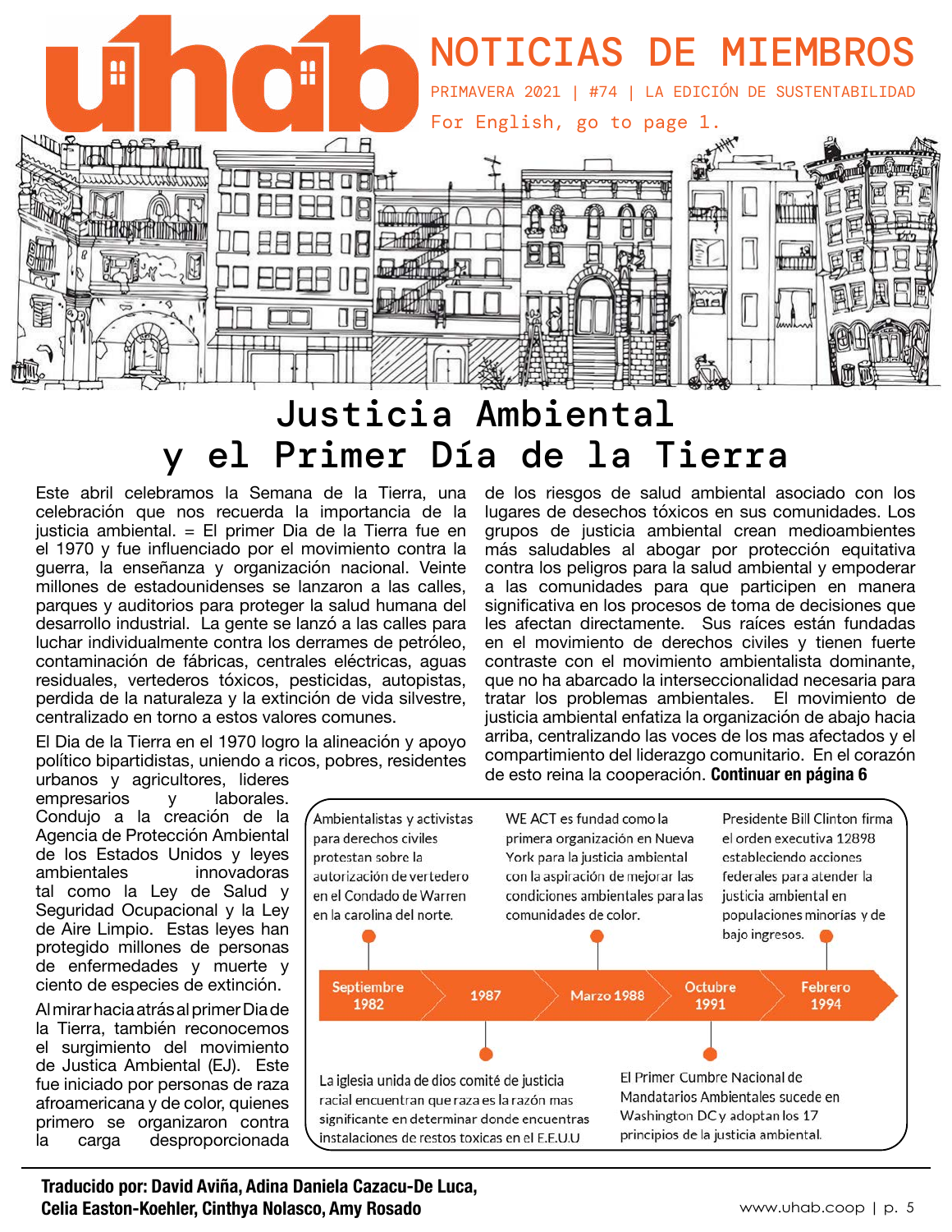# NOTICIAS DE MIEMBROS

PRIMAVERA 2021 | #74 | LA EDICIÓN DE SUSTENTABILIDAD

For English, go to page 1.

# Justicia Ambiental y el Primer Día de la Tierra

Este abril celebramos la Semana de la Tierra, una celebración que nos recuerda la importancia de la justicia ambiental. = El primer Dia de la Tierra fue en el 1970 y fue influenciado por el movimiento contra la guerra, la enseñanza y organización nacional. Veinte millones de estadounidenses se lanzaron a las calles, parques y auditorios para proteger la salud humana del desarrollo industrial. La gente se lanzó a las calles para luchar individualmente contra los derrames de petróleo, contaminación de fábricas, centrales eléctricas, aguas residuales, vertederos tóxicos, pesticidas, autopistas, perdida de la naturaleza y la extinción de vida silvestre, centralizado en torno a estos valores comunes.

El Dia de la Tierra en el 1970 logro la alineación y apoyo político bipartidistas, uniendo a ricos, pobres, residentes urbanos y agricultores, lideres empresarios y laborales. Condujo a la creación de la Agencia de Protección Ambiental de los Estados Unidos y leyes ambientales innovadoras tal como la Ley de Salud y Seguridad Ocupacional y la Ley de Aire Limpio. Estas leyes han protegido millones de personas de enfermedades y muerte y ciento de especies de extinción.

Al mirar hacia atrás al primer Dia de la Tierra, también reconocemos el surgimiento del movimiento de Justica Ambiental (EJ). Este fue iniciado por personas de raza afroamericana y de color, quienes primero se organizaron contra la carga desproporcionada de los riesgos de salud ambiental asociado con los lugares de desechos tóxicos en sus comunidades. Los grupos de justicia ambiental crean medioambientes más saludables al abogar por protección equitativa contra los peligros para la salud ambiental y empoderar a las comunidades para que participen en manera significativa en los procesos de toma de decisiones que les afectan directamente. Sus raíces están fundadas en el movimiento de derechos civiles y tienen fuerte contraste con el movimiento ambientalista dominante, que no ha abarcado la interseccionalidad necesaria para tratar los problemas ambientales. El movimiento de justicia ambiental enfatiza la organización de abajo hacia arriba, centralizando las voces de los mas afectados y el compartimiento del liderazgo comunitario. En el corazón de esto reina la cooperación. **Continuar en página 6**

- **Septiembre 1982:** Ambientalistas y activistas para derechos civiles protestan sobre la autorización de vertedero en el Condado de Warren en la carolina del norte.
- **1987:** La iglesia unida de dios comité de justicia racial encuentran que raza es la razón mas significante en determinar donde encuentras instalaciones de restos toxicas en el E.E.U.U
- **Marzo 1988:** WE ACT es fundad como la primera organización en Nueva York para la justicia ambiental con la aspiración de mejorar las condiciones ambientales para las comunidades de color.
- **Octubre 1991:** El Primer Cumbre Nacional de Mandatarios Ambientales sucede en Washington DC y adoptan los 17 principios de la justicia ambiental.
- **Febrero 1994:** Presidente Bill Clinton firma el orden executiva 12898 estableciendo acciones federales para atender la justicia ambiental en populaciones minorías y de bajo ingresos.

**Traducido por: David Aviña, Adina Daniela Cazacu-De Luca, Celia Easton-Koehler, Cinthya Nolasco, Amy Rosado**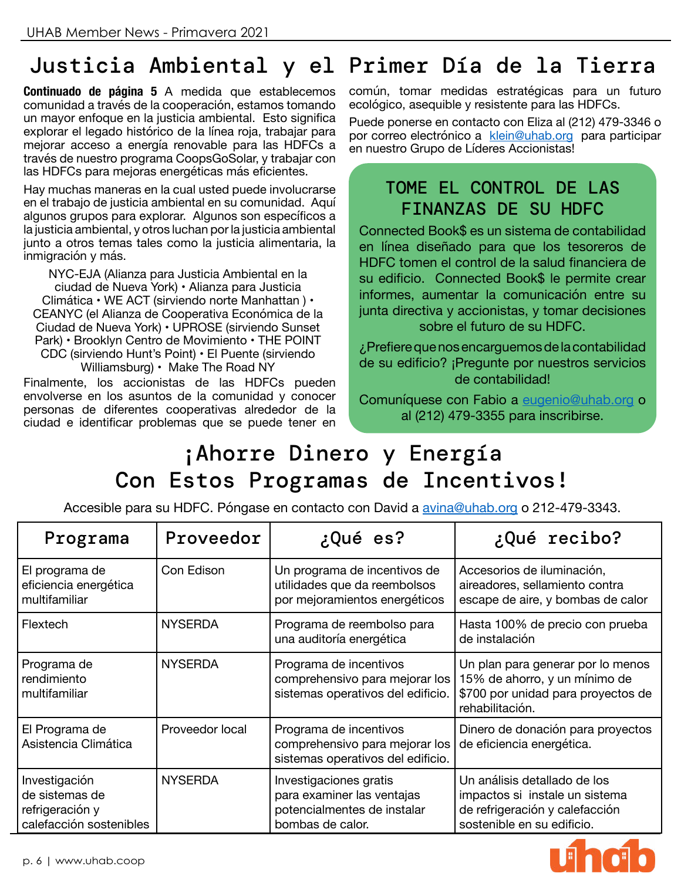# Justicia Ambiental y el Primer Día de la Tierra

**Continuado de página 5** A medida que establecemos comunidad a través de la cooperación, estamos tomando un mayor enfoque en la justicia ambiental. Esto significa explorar el legado histórico de la línea roja, trabajar para mejorar acceso a energía renovable para las HDFCs a través de nuestro programa CoopsGoSolar, y trabajar con las HDFCs para mejoras energéticas más eficientes.

Hay muchas maneras en la cual usted puede involucrarse en el trabajo de justicia ambiental en su comunidad. Aquí algunos grupos para explorar. Algunos son específicos a la justicia ambiental, y otros luchan por la justicia ambiental junto a otros temas tales como la justicia alimentaria, la inmigración y más.

NYC-EJA (Alianza para Justicia Ambiental en la ciudad de Nueva York) • Alianza para Justicia Climática • WE ACT (sirviendo norte Manhattan ) • CEANYC (el Alianza de Cooperativa Económica de la Ciudad de Nueva York) • UPROSE (sirviendo Sunset Park) • Brooklyn Centro de Movimiento • THE POINT CDC (sirviendo Hunt's Point) • El Puente (sirviendo Williamsburg) • Make The Road NY

Finalmente, los accionistas de las HDFCs pueden envolverse en los asuntos de la comunidad y conocer personas de diferentes cooperativas alrededor de la ciudad e identificar problemas que se puede tener en común, tomar medidas estratégicas para un futuro ecológico, asequible y resistente para las HDFCs.

Puede ponerse en contacto con Eliza al (212) 479-3346 o por correo electrónico a klein@uhab.org para participar en nuestro Grupo de Líderes Accionistas!

## TOME EL CONTROL DE LAS FINANZAS DE SU HDFC

Connected Book$ es un sistema de contabilidad en línea diseñado para que los tesoreros de HDFC tomen el control de la salud financiera de su edificio. Connected Book$ le permite crear informes, aumentar la comunicación entre su junta directiva y accionistas, y tomar decisiones sobre el futuro de su HDFC.

¿Prefiere que nos encarguemos de la contabilidad de su edificio? ¡Pregunte por nuestros servicios de contabilidad!

Comuníquese con Fabio a eugenio@uhab.org o al (212) 479-3355 para inscribirse.

# ¡Ahorre Dinero y Energía Con Estos Programas de Incentivos!

Accesible para su HDFC. Póngase en contacto con David a avina@uhab.org o 212-479-3343.

| Programa | Proveedor | ¿Qué es? | ¿Qué recibo? |
|---|---|---|---|
| El programa de eficiencia energética multifamiliar | Con Edison | Un programa de incentivos de utilidades que da reembolsos por mejoramientos energéticos | Accesorios de iluminación, aireadores, sellamiento contra escape de aire, y bombas de calor |
| Flextech | NYSERDA | Programa de reembolso para una auditoría energética | Hasta 100% de precio con prueba de instalación |
| Programa de rendimiento multifamiliar | NYSERDA | Programa de incentivos comprehensivo para mejorar los sistemas operativos del edificio. | Un plan para generar por lo menos 15% de ahorro, y un mínimo de $700 por unidad para proyectos de rehabilitación. |
| El Programa de Asistencia Climática | Proveedor local | Programa de incentivos comprehensivo para mejorar los sistemas operativos del edificio. | Dinero de donación para proyectos de eficiencia energética. |
| Investigación de sistemas de refrigeración y calefacción sostenibles | NYSERDA | Investigaciones gratis para examiner las ventajas potencialmentes de instalar bombas de calor. | Un análisis detallado de los impactos si instale un sistema de refrigeración y calefacción sostenible en su edificio. |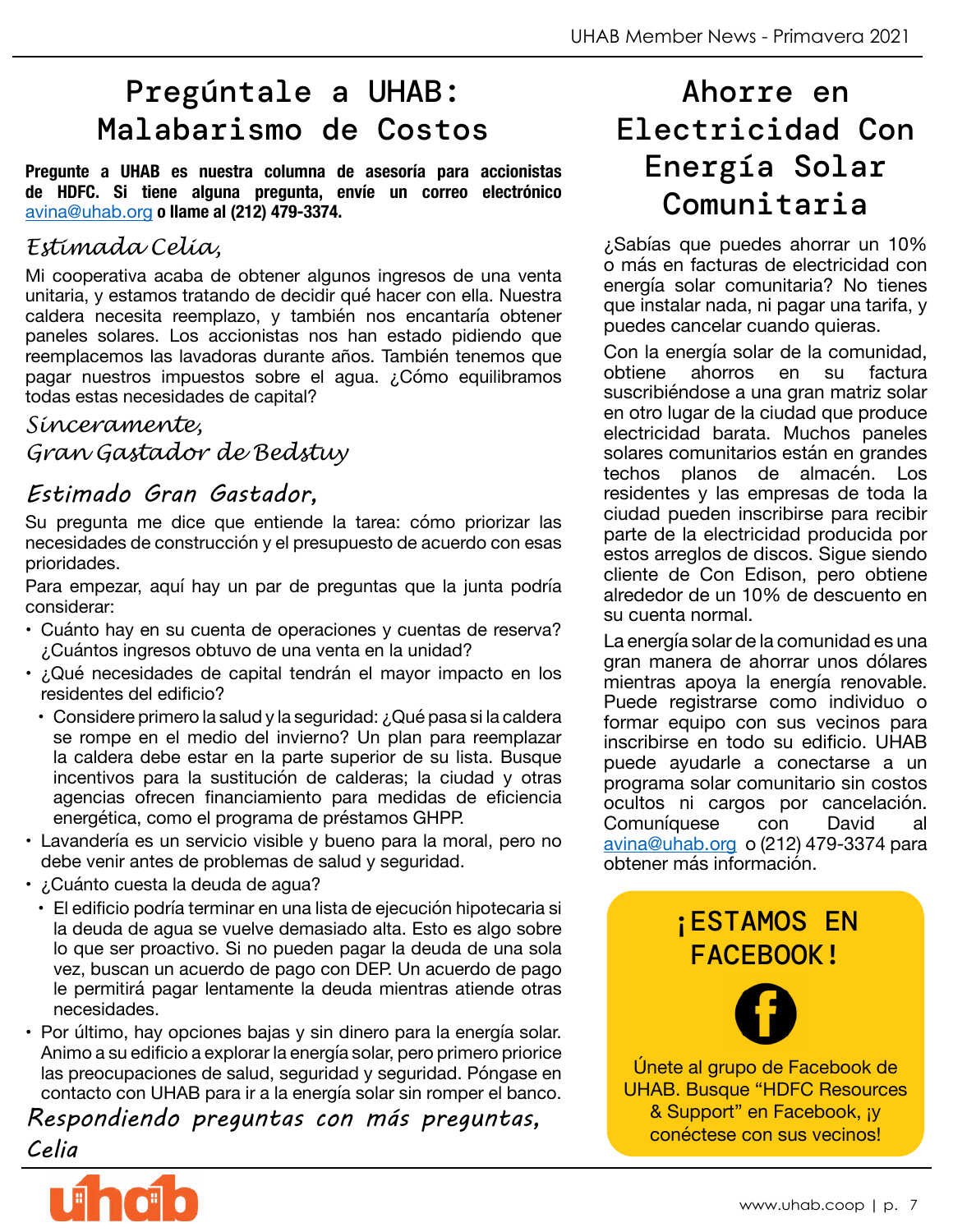# Pregúntale a UHAB: Malabarismo de Costos

**Pregunte a UHAB es nuestra columna de asesoría para accionistas de HDFC. Si tiene alguna pregunta, envíe un correo electrónico avina@uhab.org o llame al (212) 479-3374.**

*Estimada Celia,*

Mi cooperativa acaba de obtener algunos ingresos de una venta unitaria, y estamos tratando de decidir qué hacer con ella. Nuestra caldera necesita reemplazo, y también nos encantaría obtener paneles solares. Los accionistas nos han estado pidiendo que reemplacemos las lavadoras durante años. También tenemos que pagar nuestros impuestos sobre el agua. ¿Cómo equilibramos todas estas necesidades de capital?

*Sinceramente,*
*Gran Gastador de Bedstuy*

*Estimado Gran Gastador,*

Su pregunta me dice que entiende la tarea: cómo priorizar las necesidades de construcción y el presupuesto de acuerdo con esas prioridades.

Para empezar, aquí hay un par de preguntas que la junta podría considerar:

- Cuánto hay en su cuenta de operaciones y cuentas de reserva? ¿Cuántos ingresos obtuvo de una venta en la unidad?
- ¿Qué necesidades de capital tendrán el mayor impacto en los residentes del edificio?
  - Considere primero la salud y la seguridad: ¿Qué pasa si la caldera se rompe en el medio del invierno? Un plan para reemplazar la caldera debe estar en la parte superior de su lista. Busque incentivos para la sustitución de calderas; la ciudad y otras agencias ofrecen financiamiento para medidas de eficiencia energética, como el programa de préstamos GHPP.
- Lavandería es un servicio visible y bueno para la moral, pero no debe venir antes de problemas de salud y seguridad.
- ¿Cuánto cuesta la deuda de agua?
  - El edificio podría terminar en una lista de ejecución hipotecaria si la deuda de agua se vuelve demasiado alta. Esto es algo sobre lo que ser proactivo. Si no pueden pagar la deuda de una sola vez, buscan un acuerdo de pago con DEP. Un acuerdo de pago le permitirá pagar lentamente la deuda mientras atiende otras necesidades.
- Por último, hay opciones bajas y sin dinero para la energía solar. Animo a su edificio a explorar la energía solar, pero primero priorice las preocupaciones de salud, seguridad y seguridad. Póngase en contacto con UHAB para ir a la energía solar sin romper el banco.

*Respondiendo preguntas con más preguntas,*
*Celia*

# Ahorre en Electricidad Con Energía Solar Comunitaria

¿Sabías que puedes ahorrar un 10% o más en facturas de electricidad con energía solar comunitaria? No tienes que instalar nada, ni pagar una tarifa, y puedes cancelar cuando quieras.

Con la energía solar de la comunidad, obtiene ahorros en su factura suscribiéndose a una gran matriz solar en otro lugar de la ciudad que produce electricidad barata. Muchos paneles solares comunitarios están en grandes techos planos de almacén. Los residentes y las empresas de toda la ciudad pueden inscribirse para recibir parte de la electricidad producida por estos arreglos de discos. Sigue siendo cliente de Con Edison, pero obtiene alrededor de un 10% de descuento en su cuenta normal.

La energía solar de la comunidad es una gran manera de ahorrar unos dólares mientras apoya la energía renovable. Puede registrarse como individuo o formar equipo con sus vecinos para inscribirse en todo su edificio. UHAB puede ayudarle a conectarse a un programa solar comunitario sin costos ocultos ni cargos por cancelación. Comuníquese con David al avina@uhab.org o (212) 479-3374 para obtener más información.

## ¡ESTAMOS EN FACEBOOK!

Únete al grupo de Facebook de UHAB. Busque "HDFC Resources & Support" en Facebook, ¡y conéctese con sus vecinos!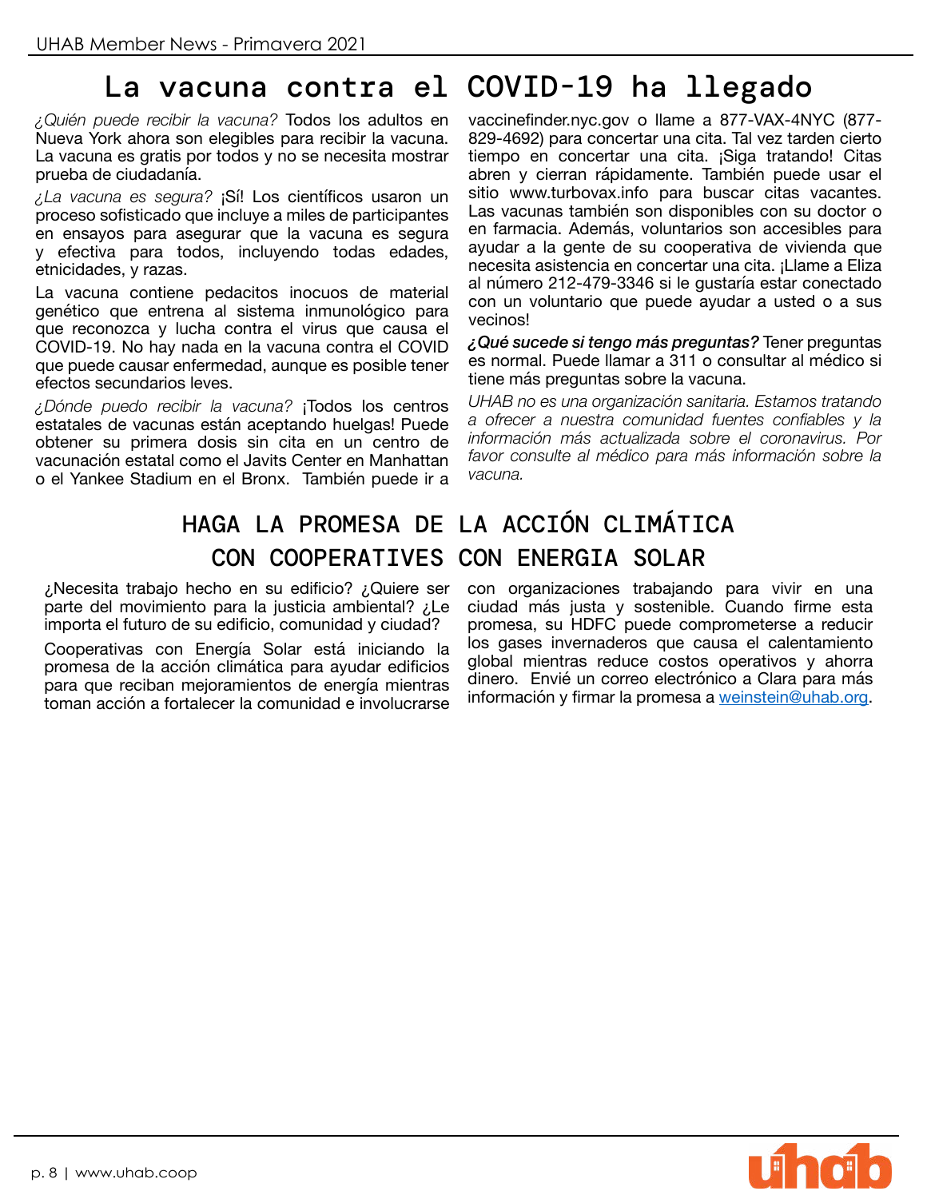# La vacuna contra el COVID-19 ha llegado

*¿Quién puede recibir la vacuna?* Todos los adultos en Nueva York ahora son elegibles para recibir la vacuna. La vacuna es gratis por todos y no se necesita mostrar prueba de ciudadanía.

*¿La vacuna es segura?* ¡Sí! Los científicos usaron un proceso sofisticado que incluye a miles de participantes en ensayos para asegurar que la vacuna es segura y efectiva para todos, incluyendo todas edades, etnicidades, y razas.

La vacuna contiene pedacitos inocuos de material genético que entrena al sistema inmunológico para que reconozca y lucha contra el virus que causa el COVID-19. No hay nada en la vacuna contra el COVID que puede causar enfermedad, aunque es posible tener efectos secundarios leves.

*¿Dónde puedo recibir la vacuna?* ¡Todos los centros estatales de vacunas están aceptando huelgas! Puede obtener su primera dosis sin cita en un centro de vacunación estatal como el Javits Center en Manhattan o el Yankee Stadium en el Bronx. También puede ir a vaccinefinder.nyc.gov o llame a 877-VAX-4NYC (877-829-4692) para concertar una cita. Tal vez tarden cierto tiempo en concertar una cita. ¡Siga tratando! Citas abren y cierran rápidamente. También puede usar el sitio www.turbovax.info para buscar citas vacantes. Las vacunas también son disponibles con su doctor o en farmacia. Además, voluntarios son accesibles para ayudar a la gente de su cooperativa de vivienda que necesita asistencia en concertar una cita. ¡Llame a Eliza al número 212-479-3346 si le gustaría estar conectado con un voluntario que puede ayudar a usted o a sus vecinos!

***¿Qué sucede si tengo más preguntas?*** Tener preguntas es normal. Puede llamar a 311 o consultar al médico si tiene más preguntas sobre la vacuna.

*UHAB no es una organización sanitaria. Estamos tratando a ofrecer a nuestra comunidad fuentes confiables y la información más actualizada sobre el coronavirus. Por favor consulte al médico para más información sobre la vacuna.*

## HAGA LA PROMESA DE LA ACCIÓN CLIMÁTICA CON COOPERATIVES CON ENERGIA SOLAR

¿Necesita trabajo hecho en su edificio? ¿Quiere ser parte del movimiento para la justicia ambiental? ¿Le importa el futuro de su edificio, comunidad y ciudad?

Cooperativas con Energía Solar está iniciando la promesa de la acción climática para ayudar edificios para que reciban mejoramientos de energía mientras toman acción a fortalecer la comunidad e involucrarse con organizaciones trabajando para vivir en una ciudad más justa y sostenible. Cuando firme esta promesa, su HDFC puede comprometerse a reducir los gases invernaderos que causa el calentamiento global mientras reduce costos operativos y ahorra dinero. Envié un correo electrónico a Clara para más información y firmar la promesa a weinstein@uhab.org.